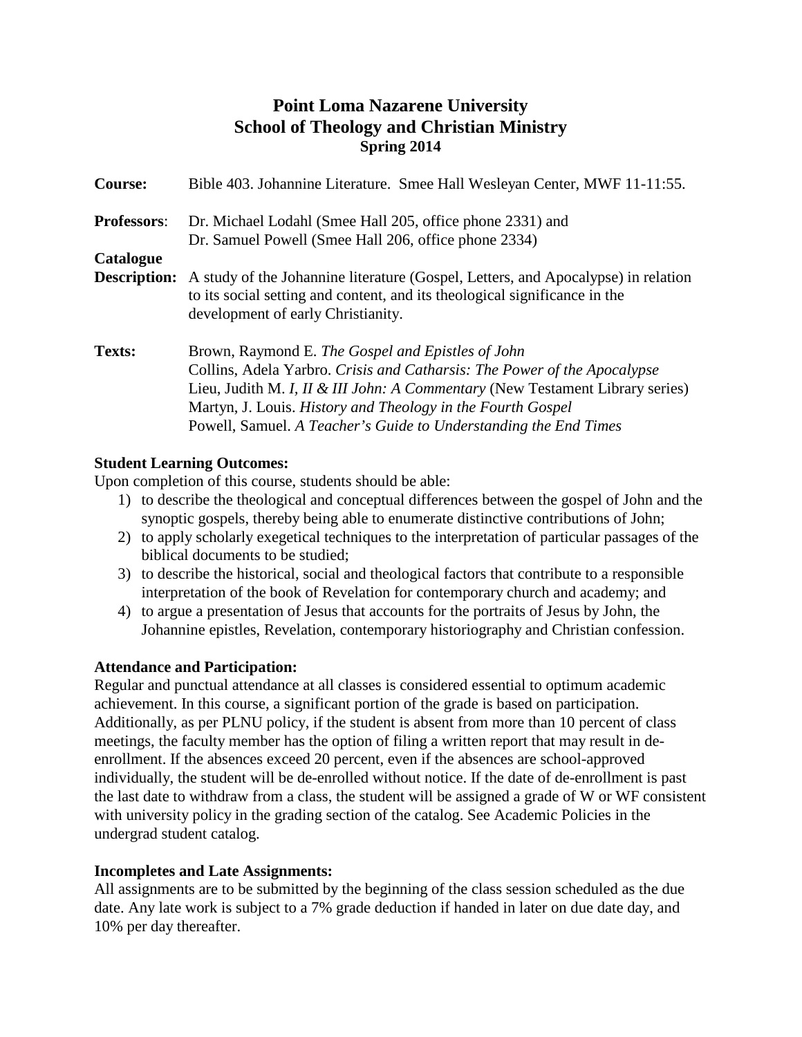# Point Loma Nazarene University
## School of Theology and Christian Ministry
### Spring 2014

**Course:** Bible 403. Johannine Literature. Smee Hall Wesleyan Center, MWF 11-11:55.

**Professors**: Dr. Michael Lodahl (Smee Hall 205, office phone 2331) and
Dr. Samuel Powell (Smee Hall 206, office phone 2334)

**Catalogue Description:** A study of the Johannine literature (Gospel, Letters, and Apocalypse) in relation to its social setting and content, and its theological significance in the development of early Christianity.

**Texts:**
Brown, Raymond E. *The Gospel and Epistles of John*
Collins, Adela Yarbro. *Crisis and Catharsis: The Power of the Apocalypse*
Lieu, Judith M. *I, II & III John: A Commentary* (New Testament Library series)
Martyn, J. Louis. *History and Theology in the Fourth Gospel*
Powell, Samuel. *A Teacher's Guide to Understanding the End Times*

**Student Learning Outcomes:**

Upon completion of this course, students should be able:

1) to describe the theological and conceptual differences between the gospel of John and the synoptic gospels, thereby being able to enumerate distinctive contributions of John;
2) to apply scholarly exegetical techniques to the interpretation of particular passages of the biblical documents to be studied;
3) to describe the historical, social and theological factors that contribute to a responsible interpretation of the book of Revelation for contemporary church and academy; and
4) to argue a presentation of Jesus that accounts for the portraits of Jesus by John, the Johannine epistles, Revelation, contemporary historiography and Christian confession.

**Attendance and Participation:**

Regular and punctual attendance at all classes is considered essential to optimum academic achievement. In this course, a significant portion of the grade is based on participation. Additionally, as per PLNU policy, if the student is absent from more than 10 percent of class meetings, the faculty member has the option of filing a written report that may result in de-enrollment. If the absences exceed 20 percent, even if the absences are school-approved individually, the student will be de-enrolled without notice. If the date of de-enrollment is past the last date to withdraw from a class, the student will be assigned a grade of W or WF consistent with university policy in the grading section of the catalog. See Academic Policies in the undergrad student catalog.

**Incompletes and Late Assignments:**

All assignments are to be submitted by the beginning of the class session scheduled as the due date. Any late work is subject to a 7% grade deduction if handed in later on due date day, and 10% per day thereafter.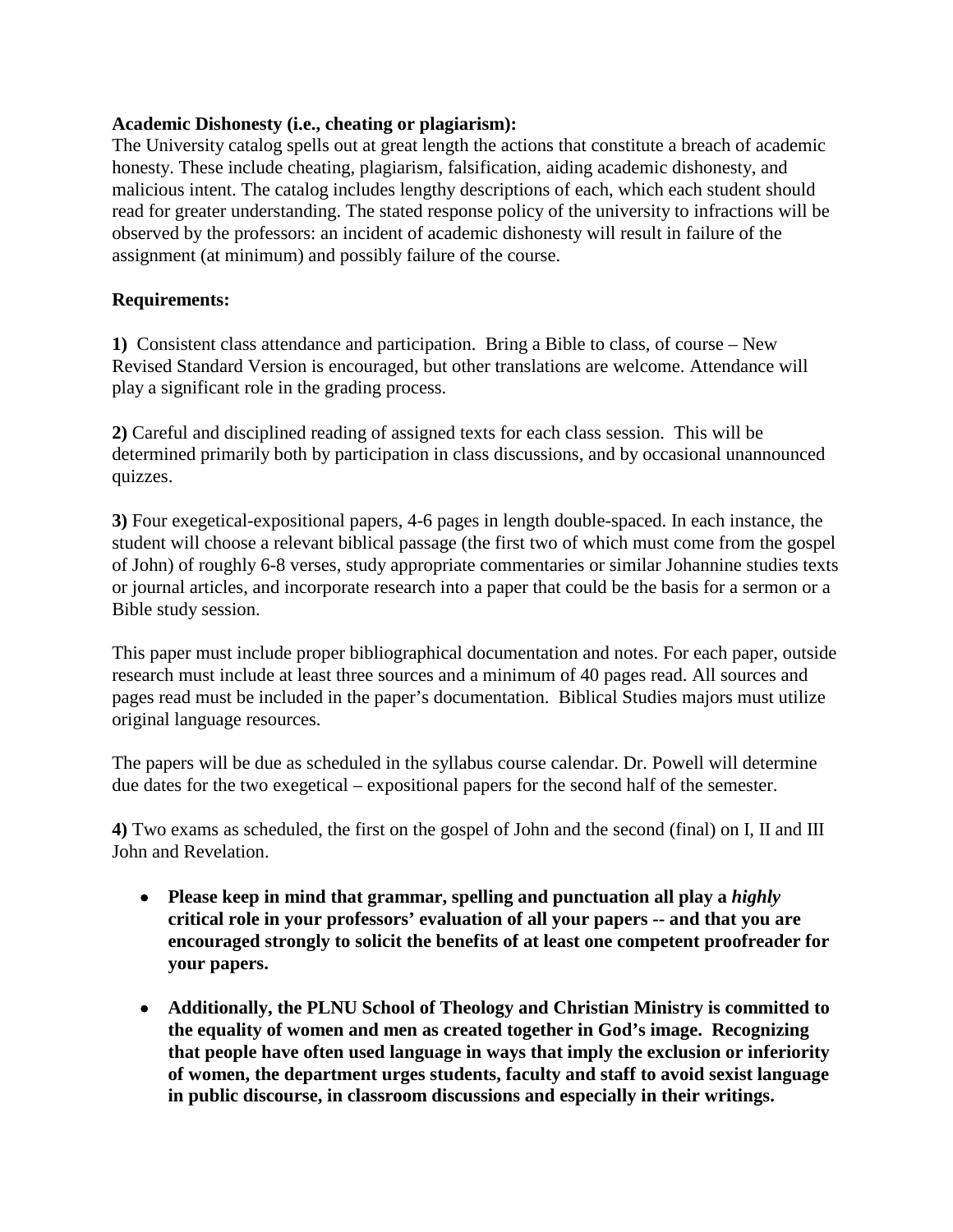**Academic Dishonesty (i.e., cheating or plagiarism):**
The University catalog spells out at great length the actions that constitute a breach of academic honesty. These include cheating, plagiarism, falsification, aiding academic dishonesty, and malicious intent. The catalog includes lengthy descriptions of each, which each student should read for greater understanding. The stated response policy of the university to infractions will be observed by the professors: an incident of academic dishonesty will result in failure of the assignment (at minimum) and possibly failure of the course.

**Requirements:**

**1)** Consistent class attendance and participation. Bring a Bible to class, of course – New Revised Standard Version is encouraged, but other translations are welcome. Attendance will play a significant role in the grading process.

**2)** Careful and disciplined reading of assigned texts for each class session. This will be determined primarily both by participation in class discussions, and by occasional unannounced quizzes.

**3)** Four exegetical-expositional papers, 4-6 pages in length double-spaced. In each instance, the student will choose a relevant biblical passage (the first two of which must come from the gospel of John) of roughly 6-8 verses, study appropriate commentaries or similar Johannine studies texts or journal articles, and incorporate research into a paper that could be the basis for a sermon or a Bible study session.

This paper must include proper bibliographical documentation and notes. For each paper, outside research must include at least three sources and a minimum of 40 pages read. All sources and pages read must be included in the paper's documentation. Biblical Studies majors must utilize original language resources.

The papers will be due as scheduled in the syllabus course calendar. Dr. Powell will determine due dates for the two exegetical – expositional papers for the second half of the semester.

**4)** Two exams as scheduled, the first on the gospel of John and the second (final) on I, II and III John and Revelation.

- **Please keep in mind that grammar, spelling and punctuation all play a *highly* critical role in your professors' evaluation of all your papers -- and that you are encouraged strongly to solicit the benefits of at least one competent proofreader for your papers.**

- **Additionally, the PLNU School of Theology and Christian Ministry is committed to the equality of women and men as created together in God's image. Recognizing that people have often used language in ways that imply the exclusion or inferiority of women, the department urges students, faculty and staff to avoid sexist language in public discourse, in classroom discussions and especially in their writings.**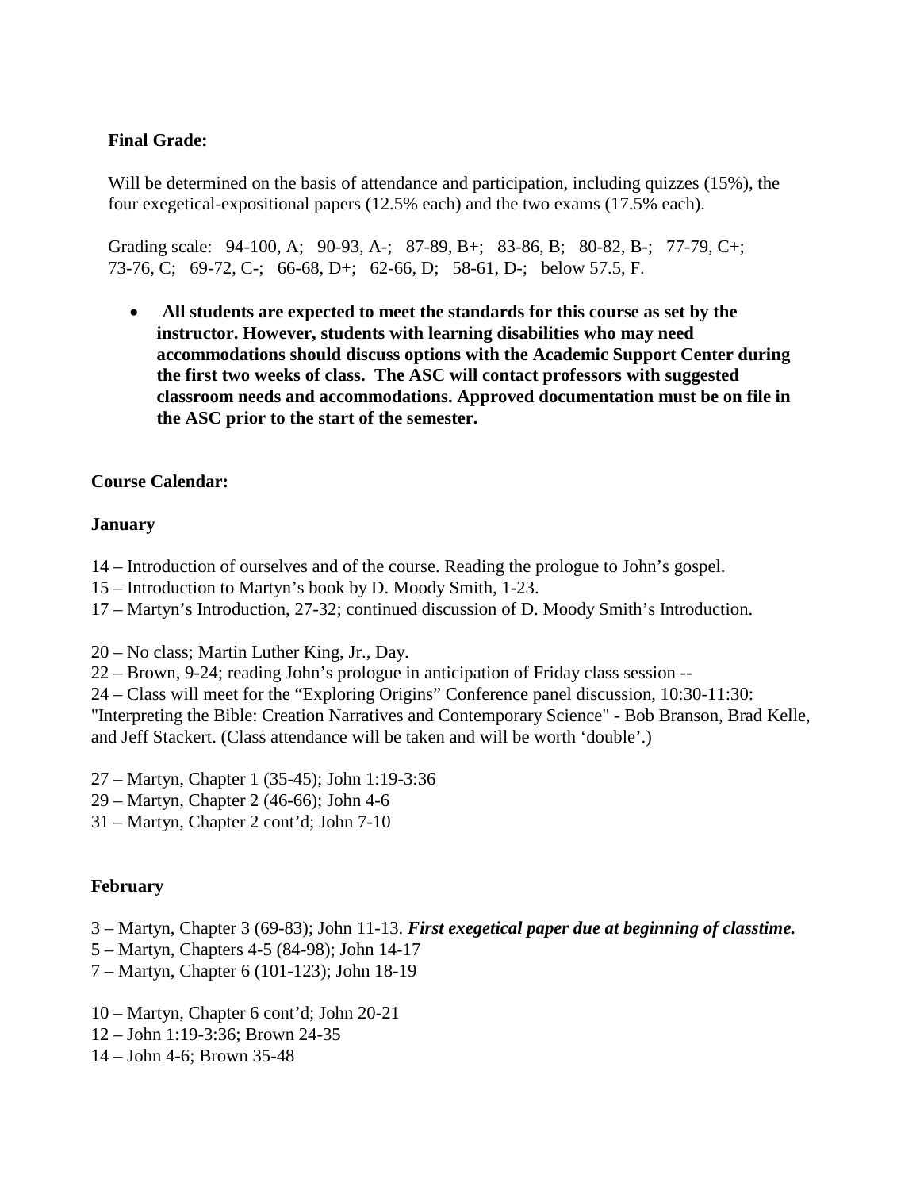**Final Grade:**

Will be determined on the basis of attendance and participation, including quizzes (15%), the four exegetical-expositional papers (12.5% each) and the two exams (17.5% each).

Grading scale: 94-100, A; 90-93, A-; 87-89, B+; 83-86, B; 80-82, B-; 77-79, C+; 73-76, C; 69-72, C-; 66-68, D+; 62-66, D; 58-61, D-; below 57.5, F.

- **All students are expected to meet the standards for this course as set by the instructor. However, students with learning disabilities who may need accommodations should discuss options with the Academic Support Center during the first two weeks of class. The ASC will contact professors with suggested classroom needs and accommodations. Approved documentation must be on file in the ASC prior to the start of the semester.**

**Course Calendar:**

**January**

14 – Introduction of ourselves and of the course. Reading the prologue to John's gospel.
15 – Introduction to Martyn's book by D. Moody Smith, 1-23.
17 – Martyn's Introduction, 27-32; continued discussion of D. Moody Smith's Introduction.

20 – No class; Martin Luther King, Jr., Day.
22 – Brown, 9-24; reading John's prologue in anticipation of Friday class session --
24 – Class will meet for the "Exploring Origins" Conference panel discussion, 10:30-11:30: "Interpreting the Bible: Creation Narratives and Contemporary Science" - Bob Branson, Brad Kelle, and Jeff Stackert. (Class attendance will be taken and will be worth 'double'.)

27 – Martyn, Chapter 1 (35-45); John 1:19-3:36
29 – Martyn, Chapter 2 (46-66); John 4-6
31 – Martyn, Chapter 2 cont'd; John 7-10

**February**

3 – Martyn, Chapter 3 (69-83); John 11-13. ***First exegetical paper due at beginning of classtime.***
5 – Martyn, Chapters 4-5 (84-98); John 14-17
7 – Martyn, Chapter 6 (101-123); John 18-19

10 – Martyn, Chapter 6 cont'd; John 20-21
12 – John 1:19-3:36; Brown 24-35
14 – John 4-6; Brown 35-48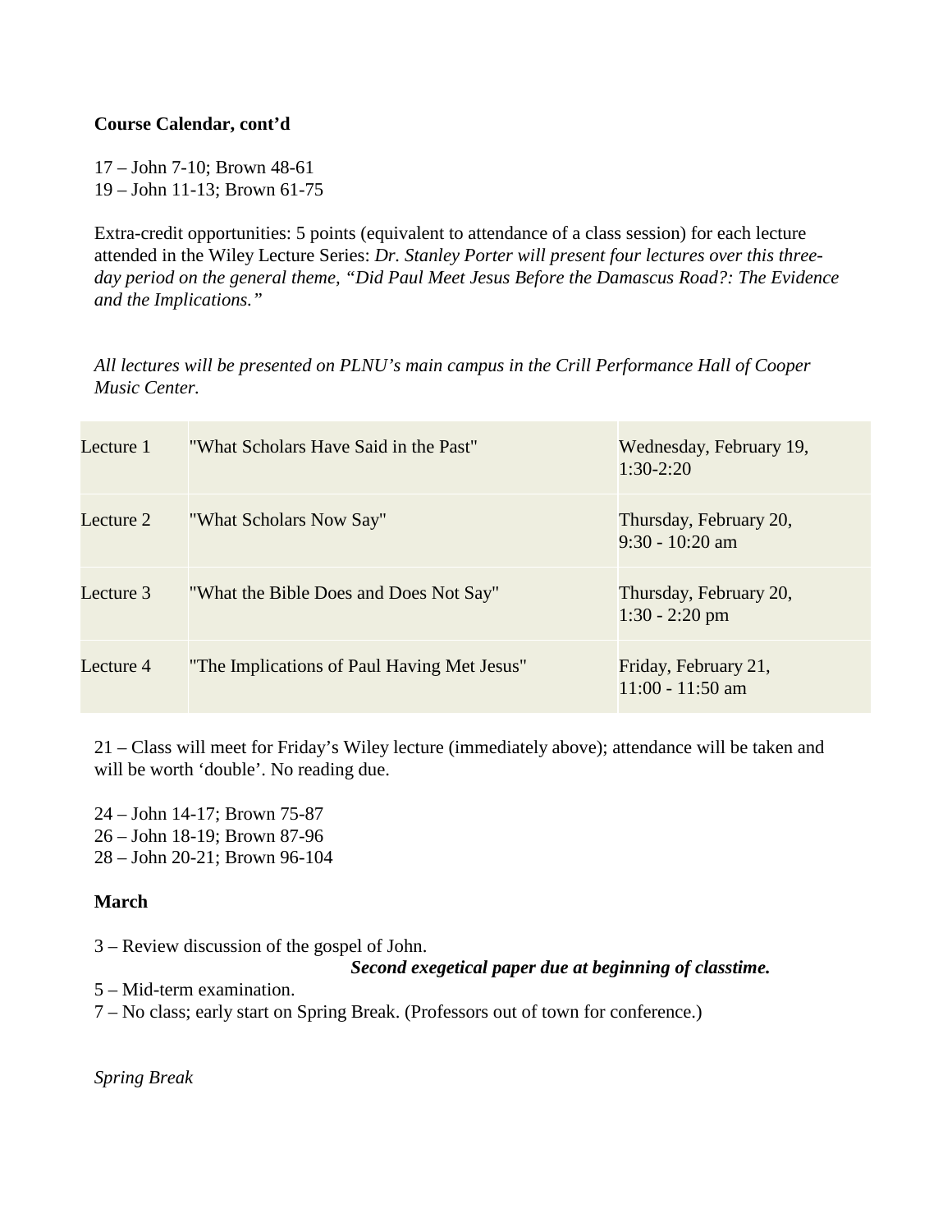**Course Calendar, cont'd**

17 – John 7-10; Brown 48-61
19 – John 11-13; Brown 61-75

Extra-credit opportunities: 5 points (equivalent to attendance of a class session) for each lecture attended in the Wiley Lecture Series: *Dr. Stanley Porter will present four lectures over this three-day period on the general theme, "Did Paul Meet Jesus Before the Damascus Road?: The Evidence and the Implications."*

*All lectures will be presented on PLNU's main campus in the Crill Performance Hall of Cooper Music Center.*

| | | |
|---|---|---|
| Lecture 1 | "What Scholars Have Said in the Past" | Wednesday, February 19, 1:30-2:20 |
| Lecture 2 | "What Scholars Now Say" | Thursday, February 20, 9:30 - 10:20 am |
| Lecture 3 | "What the Bible Does and Does Not Say" | Thursday, February 20, 1:30 - 2:20 pm |
| Lecture 4 | "The Implications of Paul Having Met Jesus" | Friday, February 21, 11:00 - 11:50 am |

21 – Class will meet for Friday's Wiley lecture (immediately above); attendance will be taken and will be worth 'double'. No reading due.

24 – John 14-17; Brown 75-87
26 – John 18-19; Brown 87-96
28 – John 20-21; Brown 96-104

**March**

3 – Review discussion of the gospel of John.
***Second exegetical paper due at beginning of classtime.***
5 – Mid-term examination.
7 – No class; early start on Spring Break. (Professors out of town for conference.)

*Spring Break*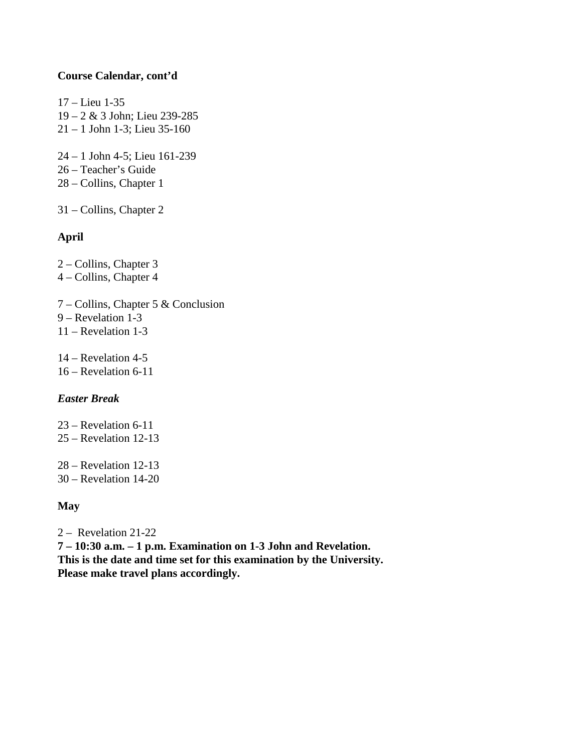**Course Calendar, cont'd**

17 – Lieu 1-35
19 – 2 & 3 John; Lieu 239-285
21 – 1 John 1-3; Lieu 35-160

24 – 1 John 4-5; Lieu 161-239
26 – Teacher's Guide
28 – Collins, Chapter 1

31 – Collins, Chapter 2

**April**

2 – Collins, Chapter 3
4 – Collins, Chapter 4

7 – Collins, Chapter 5 & Conclusion
9 – Revelation 1-3
11 – Revelation 1-3

14 – Revelation 4-5
16 – Revelation 6-11

***Easter Break***

23 – Revelation 6-11
25 – Revelation 12-13

28 – Revelation 12-13
30 – Revelation 14-20

**May**

2 – Revelation 21-22
**7 – 10:30 a.m. – 1 p.m. Examination on 1-3 John and Revelation.**
**This is the date and time set for this examination by the University.**
**Please make travel plans accordingly.**